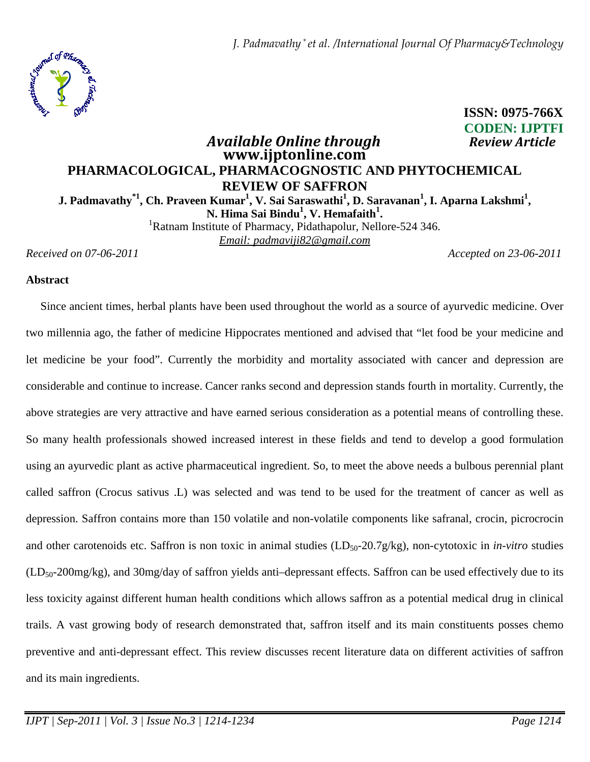ISSN: 0975-766X
CODEN: IJPTFI

*Available Online through* *Review Article*

**www.ijptonline.com**

# PHARMACOLOGICAL, PHARMACOGNOSTIC AND PHYTOCHEMICAL REVIEW OF SAFFRON

**J. Padmavathy*[1], Ch. Praveen Kumar[1], V. Sai Saraswathi[1], D. Saravanan[1], I. Aparna Lakshmi[1], N. Hima Sai Bindu[1], V. Hemafaith[1].**

[1]Ratnam Institute of Pharmacy, Pidathapolur, Nellore-524 346.

*Email: padmaviji82@gmail.com*

*Received on 07-06-2011* *Accepted on 23-06-2011*

## Abstract

Since ancient times, herbal plants have been used throughout the world as a source of ayurvedic medicine. Over two millennia ago, the father of medicine Hippocrates mentioned and advised that "let food be your medicine and let medicine be your food". Currently the morbidity and mortality associated with cancer and depression are considerable and continue to increase. Cancer ranks second and depression stands fourth in mortality. Currently, the above strategies are very attractive and have earned serious consideration as a potential means of controlling these. So many health professionals showed increased interest in these fields and tend to develop a good formulation using an ayurvedic plant as active pharmaceutical ingredient. So, to meet the above needs a bulbous perennial plant called saffron (Crocus sativus .L) was selected and was tend to be used for the treatment of cancer as well as depression. Saffron contains more than 150 volatile and non-volatile components like safranal, crocin, picrocrocin and other carotenoids etc. Saffron is non toxic in animal studies ($LD_{50}$-20.7g/kg), non-cytotoxic in *in-vitro* studies ($LD_{50}$-200mg/kg), and 30mg/day of saffron yields anti–depressant effects. Saffron can be used effectively due to its less toxicity against different human health conditions which allows saffron as a potential medical drug in clinical trails. A vast growing body of research demonstrated that, saffron itself and its main constituents posses chemo preventive and anti-depressant effect. This review discusses recent literature data on different activities of saffron and its main ingredients.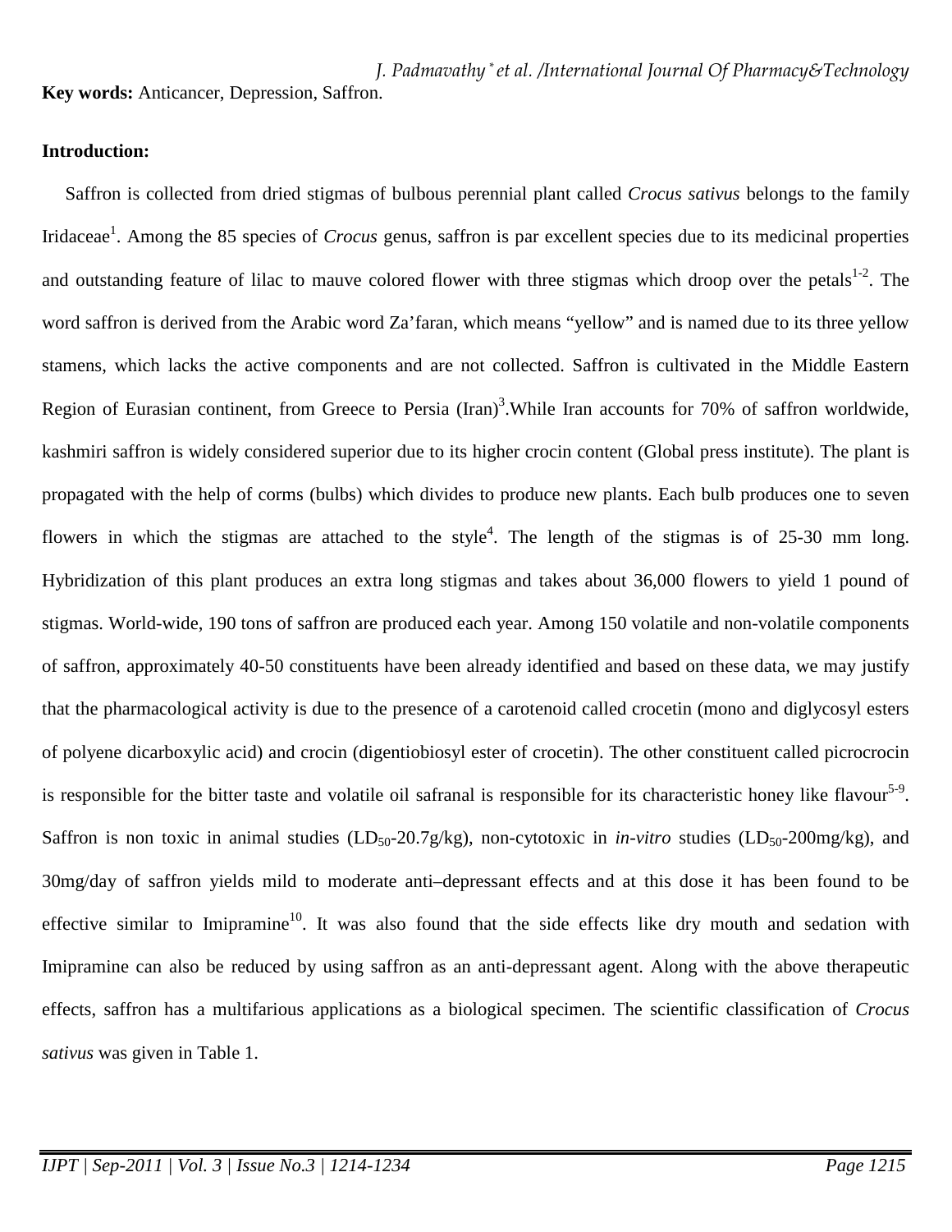**Key words:** Anticancer, Depression, Saffron.

**Introduction:**

Saffron is collected from dried stigmas of bulbous perennial plant called *Crocus sativus* belongs to the family Iridaceae[1]. Among the 85 species of *Crocus* genus, saffron is par excellent species due to its medicinal properties and outstanding feature of lilac to mauve colored flower with three stigmas which droop over the petals[1-2]. The word saffron is derived from the Arabic word Za'faran, which means "yellow" and is named due to its three yellow stamens, which lacks the active components and are not collected. Saffron is cultivated in the Middle Eastern Region of Eurasian continent, from Greece to Persia (Iran)[3].While Iran accounts for 70% of saffron worldwide, kashmiri saffron is widely considered superior due to its higher crocin content (Global press institute). The plant is propagated with the help of corms (bulbs) which divides to produce new plants. Each bulb produces one to seven flowers in which the stigmas are attached to the style[4]. The length of the stigmas is of 25-30 mm long. Hybridization of this plant produces an extra long stigmas and takes about 36,000 flowers to yield 1 pound of stigmas. World-wide, 190 tons of saffron are produced each year. Among 150 volatile and non-volatile components of saffron, approximately 40-50 constituents have been already identified and based on these data, we may justify that the pharmacological activity is due to the presence of a carotenoid called crocetin (mono and diglycosyl esters of polyene dicarboxylic acid) and crocin (digentiobiosyl ester of crocetin). The other constituent called picrocrocin is responsible for the bitter taste and volatile oil safranal is responsible for its characteristic honey like flavour[5-9]. Saffron is non toxic in animal studies ($LD_{50}$-20.7g/kg), non-cytotoxic in *in-vitro* studies ($LD_{50}$-200mg/kg), and 30mg/day of saffron yields mild to moderate anti–depressant effects and at this dose it has been found to be effective similar to Imipramine[10]. It was also found that the side effects like dry mouth and sedation with Imipramine can also be reduced by using saffron as an anti-depressant agent. Along with the above therapeutic effects, saffron has a multifarious applications as a biological specimen. The scientific classification of *Crocus sativus* was given in Table 1.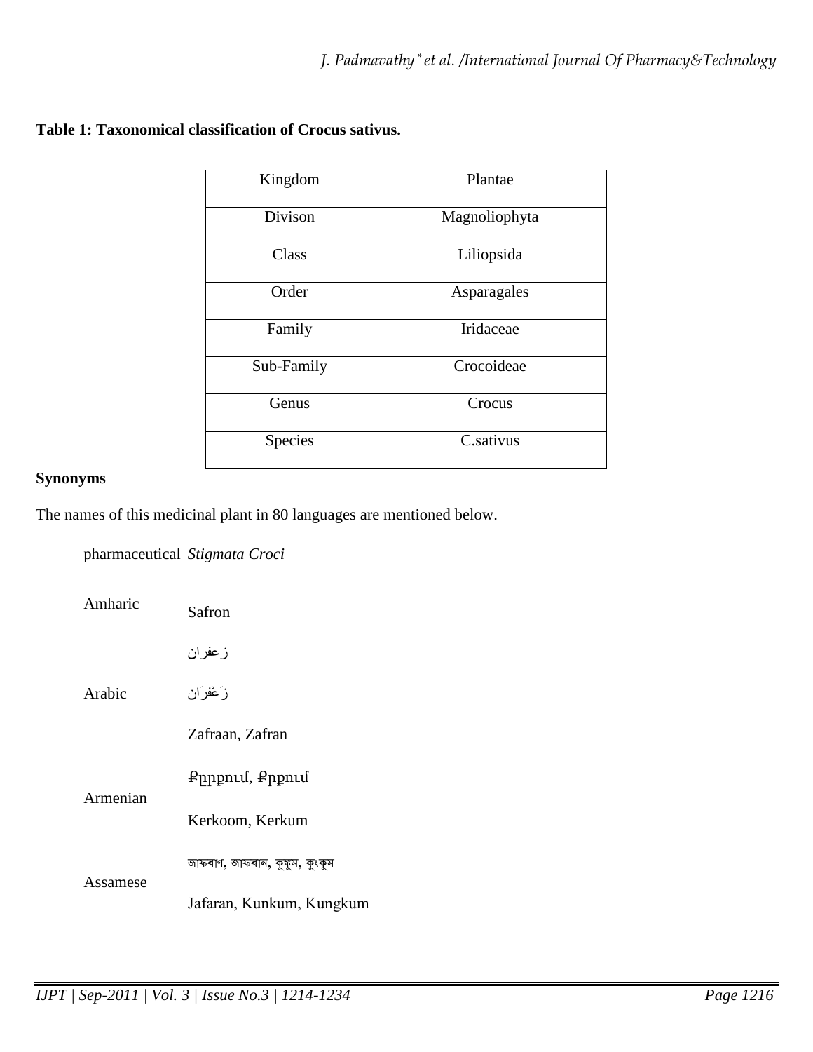**Table 1: Taxonomical classification of Crocus sativus.**

| Kingdom | Plantae |
|---|---|
| Divison | Magnoliophyta |
| Class | Liliopsida |
| Order | Asparagales |
| Family | Iridaceae |
| Sub-Family | Crocoideae |
| Genus | Crocus |
| Species | C.sativus |

**Synonyms**

The names of this medicinal plant in 80 languages are mentioned below.

| | |
|---|---|
| pharmaceutical | *Stigmata Croci* |
| Amharic | Safron |
| Arabic | زعفران<br>زَعفَرَان<br>Zafraan, Zafran |
| Armenian | Քրրքում, Քրքում<br>Kerkoom, Kerkum |
| Assamese | জাফৰাণ, জাফৰান, কুঙ্কুম, কুংকুম<br>Jafaran, Kunkum, Kungkum |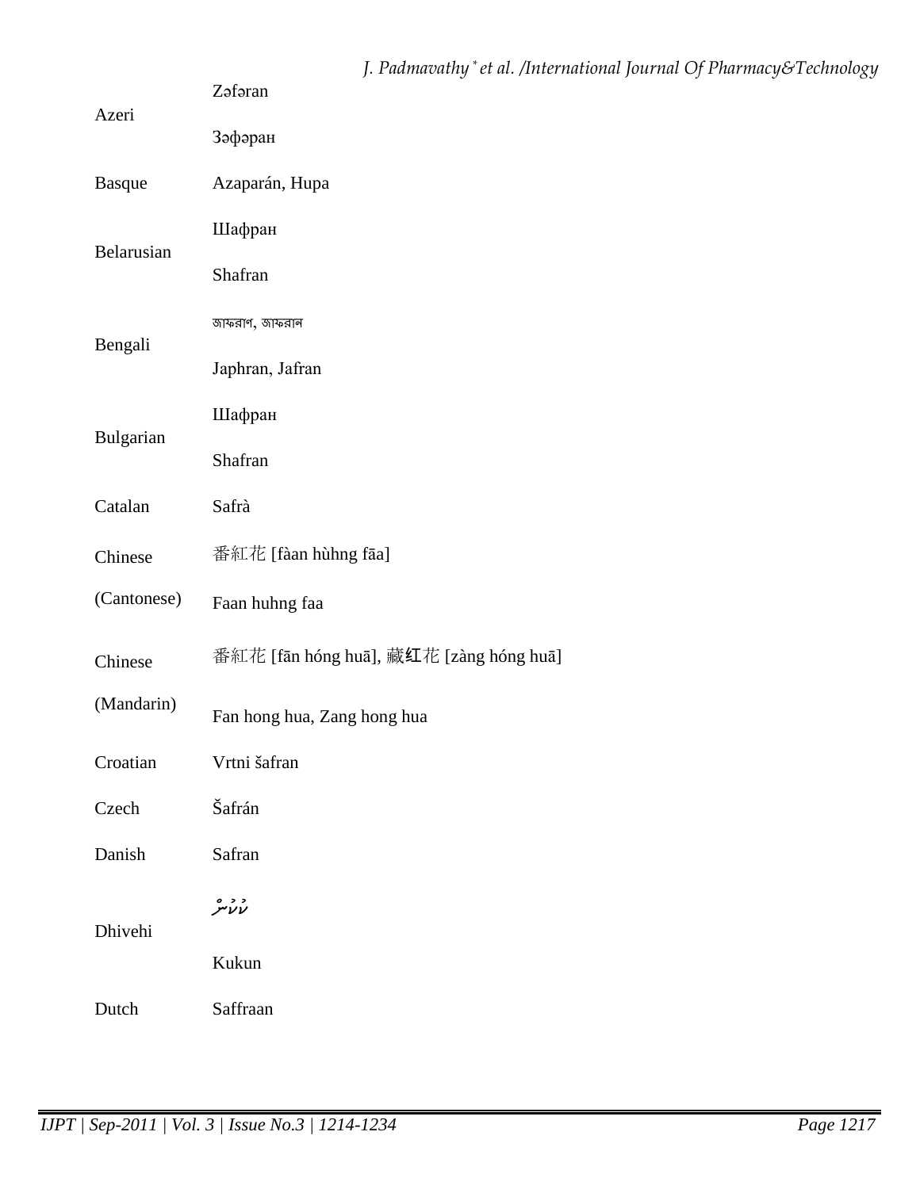| | |
|---|---|
| Azeri | Zəfəran<br>Зәфәран |
| Basque | Azaparán, Hupa |
| Belarusian | Шафран<br>Shafran |
| Bengali | জাফরাণ, জাফরান<br>Japhran, Jafran |
| Bulgarian | Шафран<br>Shafran |
| Catalan | Safrà |
| Chinese (Cantonese) | 番紅花 [fàan hùhng fāa]<br>Faan huhng faa |
| Chinese (Mandarin) | 番紅花 [fān hóng huā], 藏红花 [zàng hóng huā]<br>Fan hong hua, Zang hong hua |
| Croatian | Vrtni šafran |
| Czech | Šafrán |
| Danish | Safran |
| Dhivehi | ކުކުން<br>Kukun |
| Dutch | Saffraan |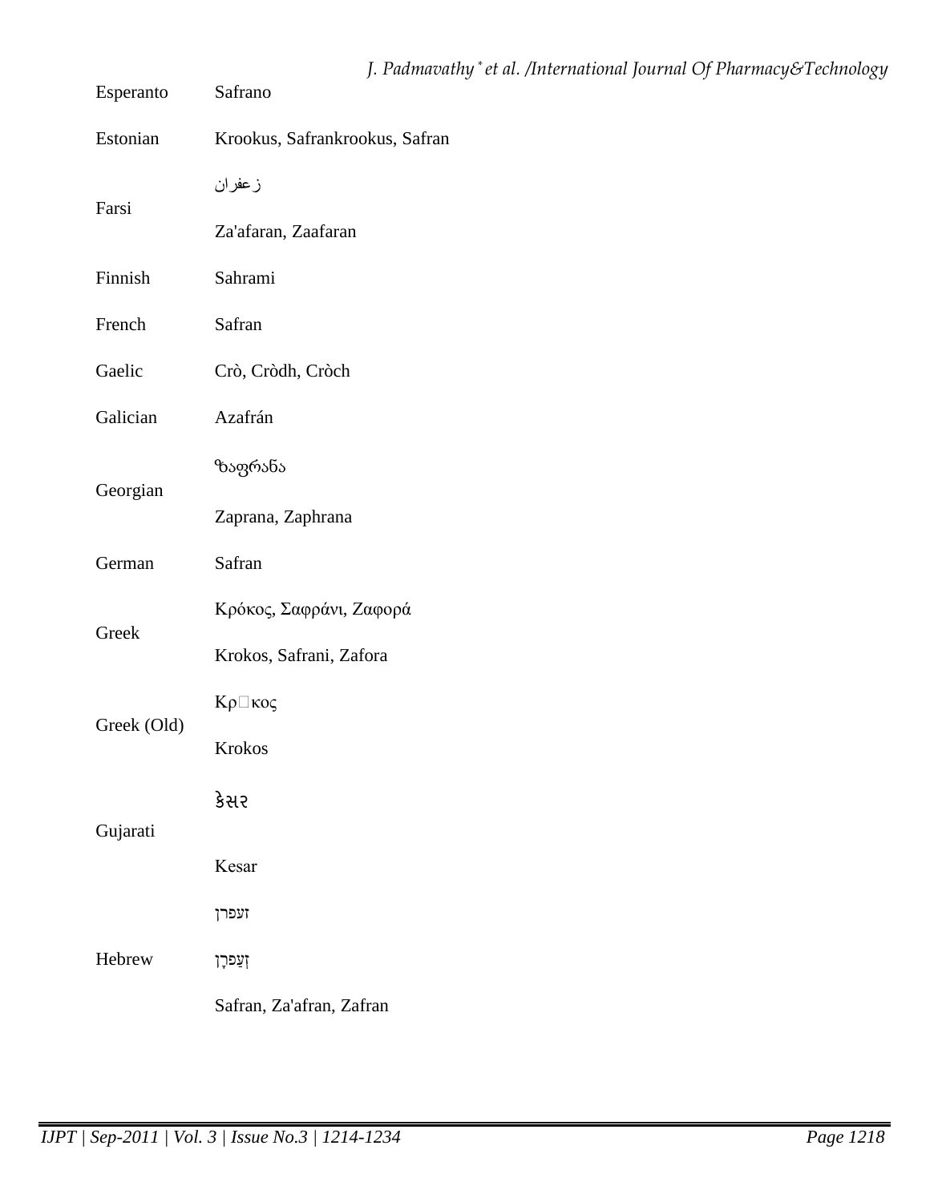| | |
|---|---|
| Esperanto | Safrano |
| Estonian | Krookus, Safrankrookus, Safran |
| Farsi | زعفران<br><br>Za'afaran, Zaafaran |
| Finnish | Sahrami |
| French | Safran |
| Gaelic | Crò, Cròdh, Cròch |
| Galician | Azafrán |
| Georgian | ზაფრანა<br><br>Zaprana, Zaphrana |
| German | Safran |
| Greek | Κρόκος, Σαφράνι, Ζαφορά<br><br>Krokos, Safrani, Zafora |
| Greek (Old) | Κρ□κος<br><br>Krokos |
| Gujarati | કેસર<br><br>Kesar |
| Hebrew | זעפרן<br><br>זְעַפְרָן<br><br>Safran, Za'afran, Zafran |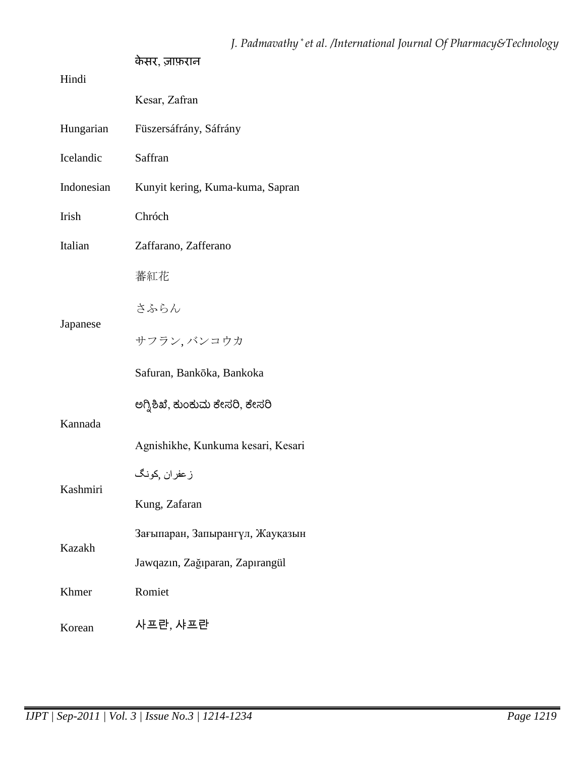| | |
|---|---|
| Hindi | केसर, ज़ाफ़रान<br>Kesar, Zafran |
| Hungarian | Füszersáfrány, Sáfrány |
| Icelandic | Saffran |
| Indonesian | Kunyit kering, Kuma-kuma, Sapran |
| Irish | Chróch |
| Italian | Zaffarano, Zafferano |
| Japanese | 蕃紅花<br>さふらん<br>サフラン, バンコウカ<br>Safuran, Bankōka, Bankoka |
| Kannada | ಅಗ್ನಿಶಿಖೆ, ಕುಂಕುಮ ಕೇಸರಿ, ಕೇಸರಿ<br>Agnishikhe, Kunkuma kesari, Kesari |
| Kashmiri | زعفران ,کونگ<br>Kung, Zafaran |
| Kazakh | Зағыпаран, Запырангүл, Жауқазын<br>Jawqazın, Zağıparan, Zapırangül |
| Khmer | Romiet |
| Korean | 사프란, 샤프란 |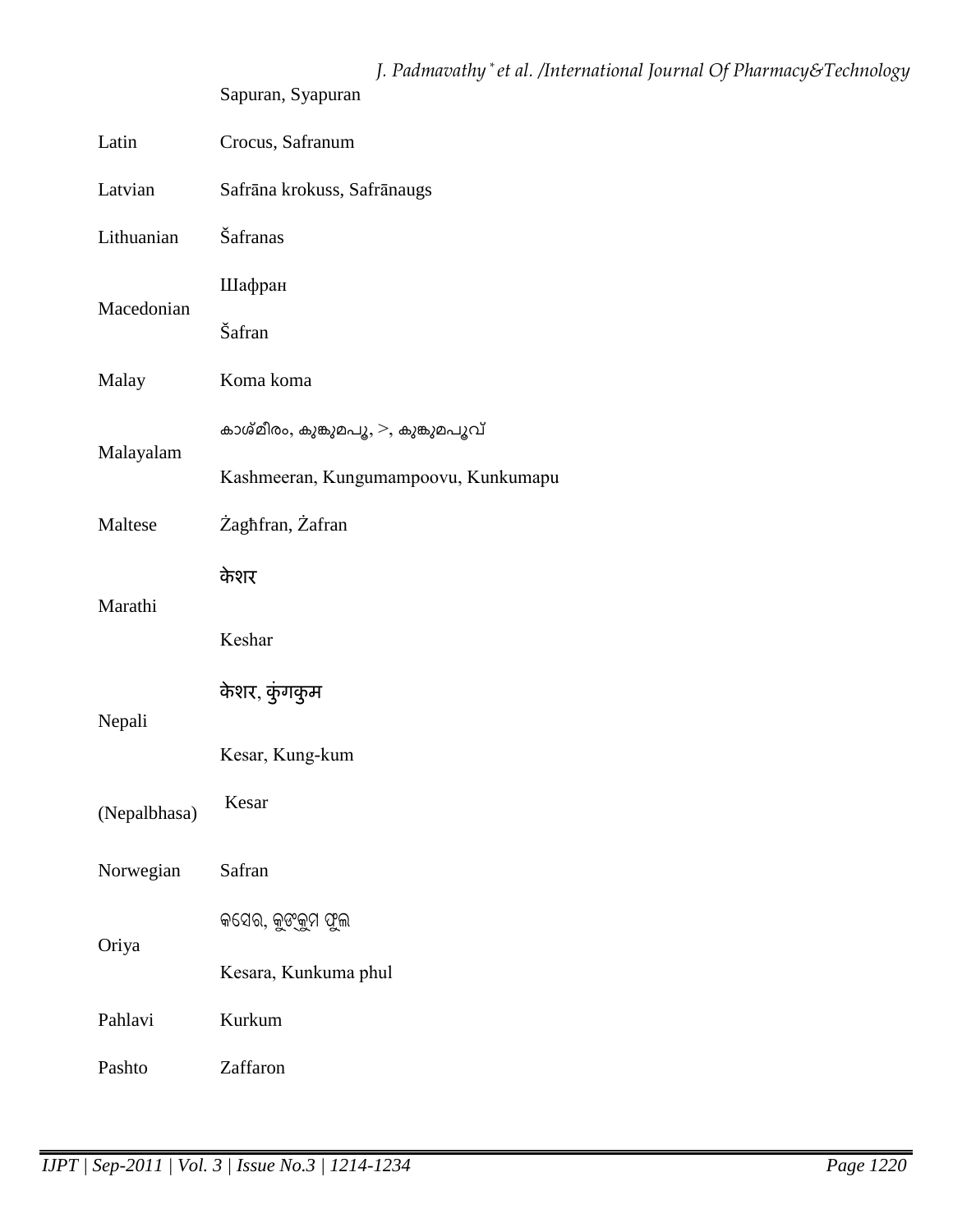| | |
|---|---|
| | Sapuran, Syapuran |
| Latin | Crocus, Safranum |
| Latvian | Safrāna krokuss, Safrānaugs |
| Lithuanian | Šafranas |
| Macedonian | Шафран<br>Šafran |
| Malay | Koma koma |
| Malayalam | കാശ്മീരം, കുങ്കുമപ്പൂ, >, കുങ്കുമപ്പൂവ്<br>Kashmeeran, Kungumampoovu, Kunkumapu |
| Maltese | Żagħfran, Żafran |
| Marathi | केशर<br>Keshar |
| Nepali | केशर, कुंगकुम<br>Kesar, Kung-kum |
| (Nepalbhasa) | Kesar |
| Norwegian | Safran |
| Oriya | କେଶର, କୁଙ୍କୁମ ଫୁଲ<br>Kesara, Kunkuma phul |
| Pahlavi | Kurkum |
| Pashto | Zaffaron |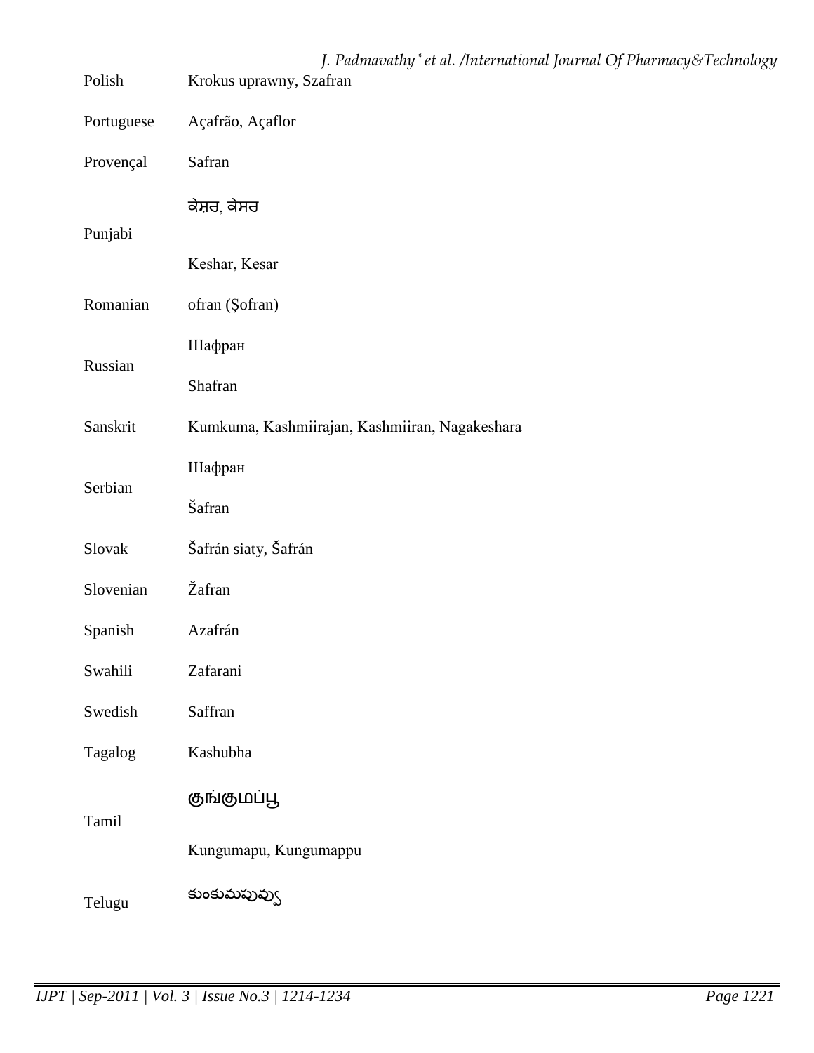| | |
|---|---|
| Polish | Krokus uprawny, Szafran |
| Portuguese | Açafrão, Açaflor |
| Provençal | Safran |
| Punjabi | ਕੇਸ਼ਰ, ਕੇਸਰ<br>Keshar, Kesar |
| Romanian | ofran (Şofran) |
| Russian | Шафран<br>Shafran |
| Sanskrit | Kumkuma, Kashmiirajan, Kashmiiran, Nagakeshara |
| Serbian | Шафран<br>Šafran |
| Slovak | Šafrán siaty, Šafrán |
| Slovenian | Žafran |
| Spanish | Azafrán |
| Swahili | Zafarani |
| Swedish | Saffran |
| Tagalog | Kashubha |
| Tamil | குங்குமப்பூ<br>Kungumapu, Kungumappu |
| Telugu | కుంకుమపువ్వు |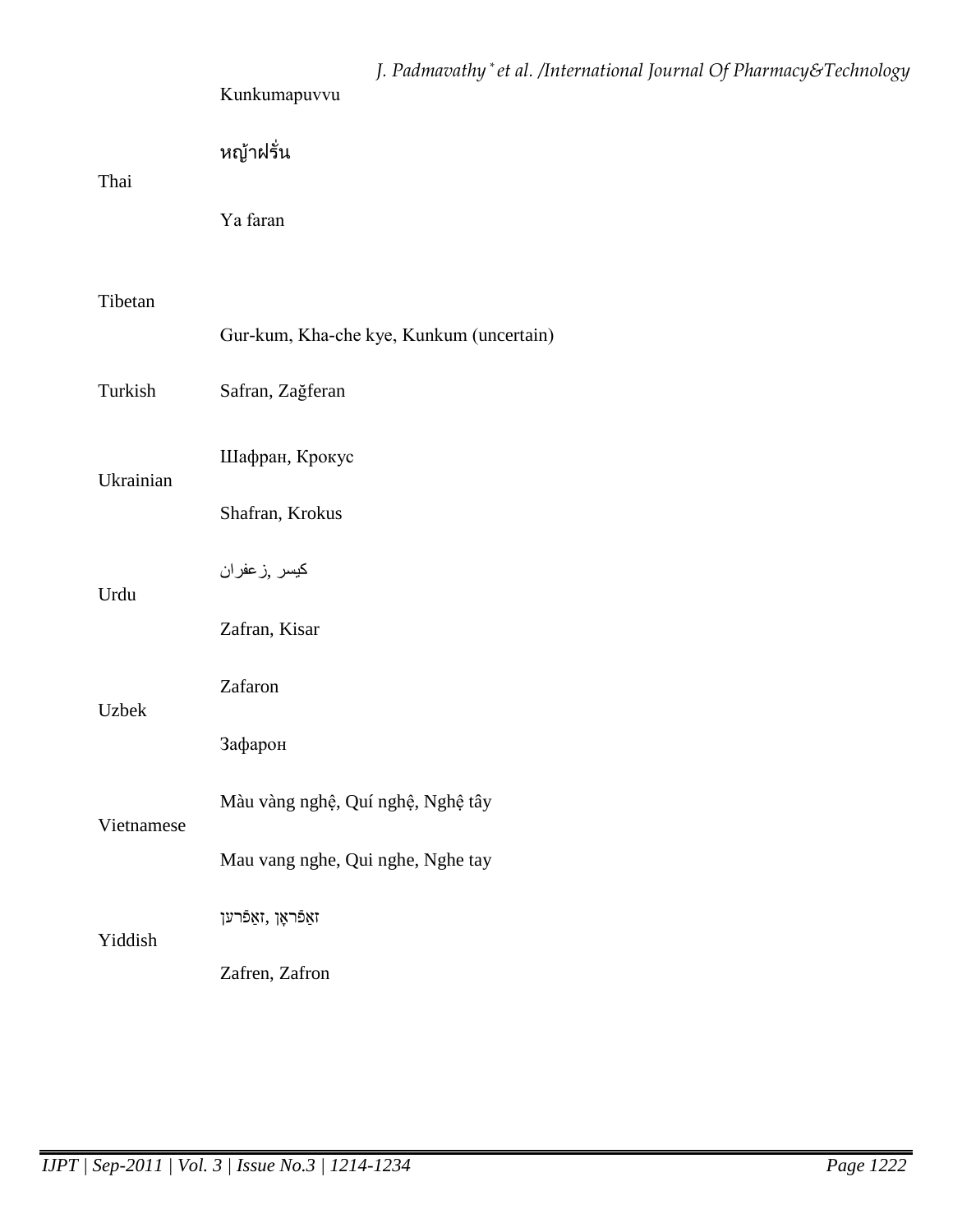| | |
|---|---|
| | Kunkumapuvvu |
| Thai | หญ้าฝรั่น<br>Ya faran |
| Tibetan | Gur-kum, Kha-che kye, Kunkum (uncertain) |
| Turkish | Safran, Zağferan |
| Ukrainian | Шафран, Крокус<br>Shafran, Krokus |
| Urdu | کیسر ,زعفران<br>Zafran, Kisar |
| Uzbek | Zafaron<br>Зафарон |
| Vietnamese | Màu vàng nghệ, Quí nghệ, Nghệ tây<br>Mau vang nghe, Qui nghe, Nghe tay |
| Yiddish | זאַפֿראָן ,זאַפֿרען<br>Zafren, Zafron |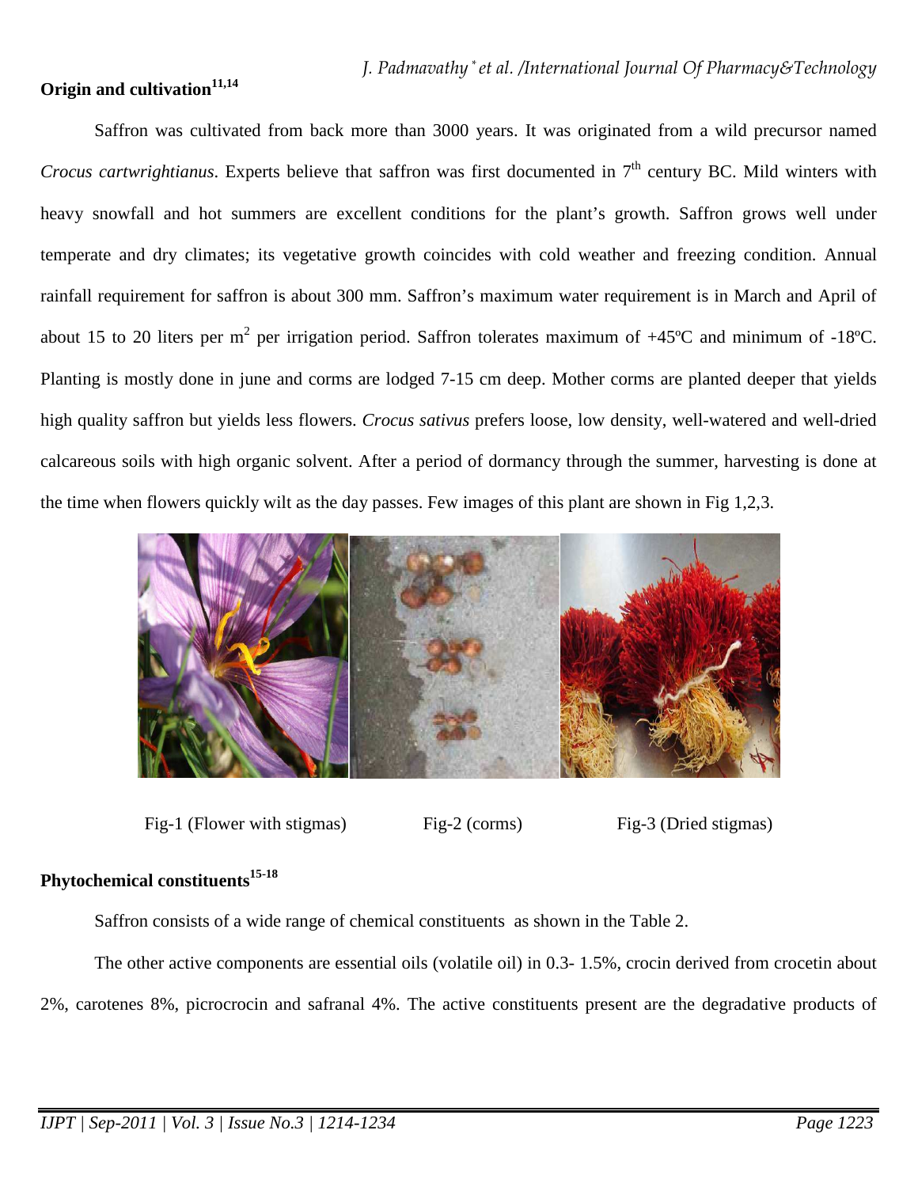## Origin and cultivation[11,14]

Saffron was cultivated from back more than 3000 years. It was originated from a wild precursor named *Crocus cartwrightianus*. Experts believe that saffron was first documented in 7th century BC. Mild winters with heavy snowfall and hot summers are excellent conditions for the plant's growth. Saffron grows well under temperate and dry climates; its vegetative growth coincides with cold weather and freezing condition. Annual rainfall requirement for saffron is about 300 mm. Saffron's maximum water requirement is in March and April of about 15 to 20 liters per $m^2$ per irrigation period. Saffron tolerates maximum of +45ºC and minimum of -18ºC. Planting is mostly done in june and corms are lodged 7-15 cm deep. Mother corms are planted deeper that yields high quality saffron but yields less flowers. *Crocus sativus* prefers loose, low density, well-watered and well-dried calcareous soils with high organic solvent. After a period of dormancy through the summer, harvesting is done at the time when flowers quickly wilt as the day passes. Few images of this plant are shown in Fig 1,2,3.

Fig-1 (Flower with stigmas) Fig-2 (corms) Fig-3 (Dried stigmas)

## Phytochemical constituents[15-18]

Saffron consists of a wide range of chemical constituents as shown in the Table 2.

The other active components are essential oils (volatile oil) in 0.3- 1.5%, crocin derived from crocetin about 2%, carotenes 8%, picrocrocin and safranal 4%. The active constituents present are the degradative products of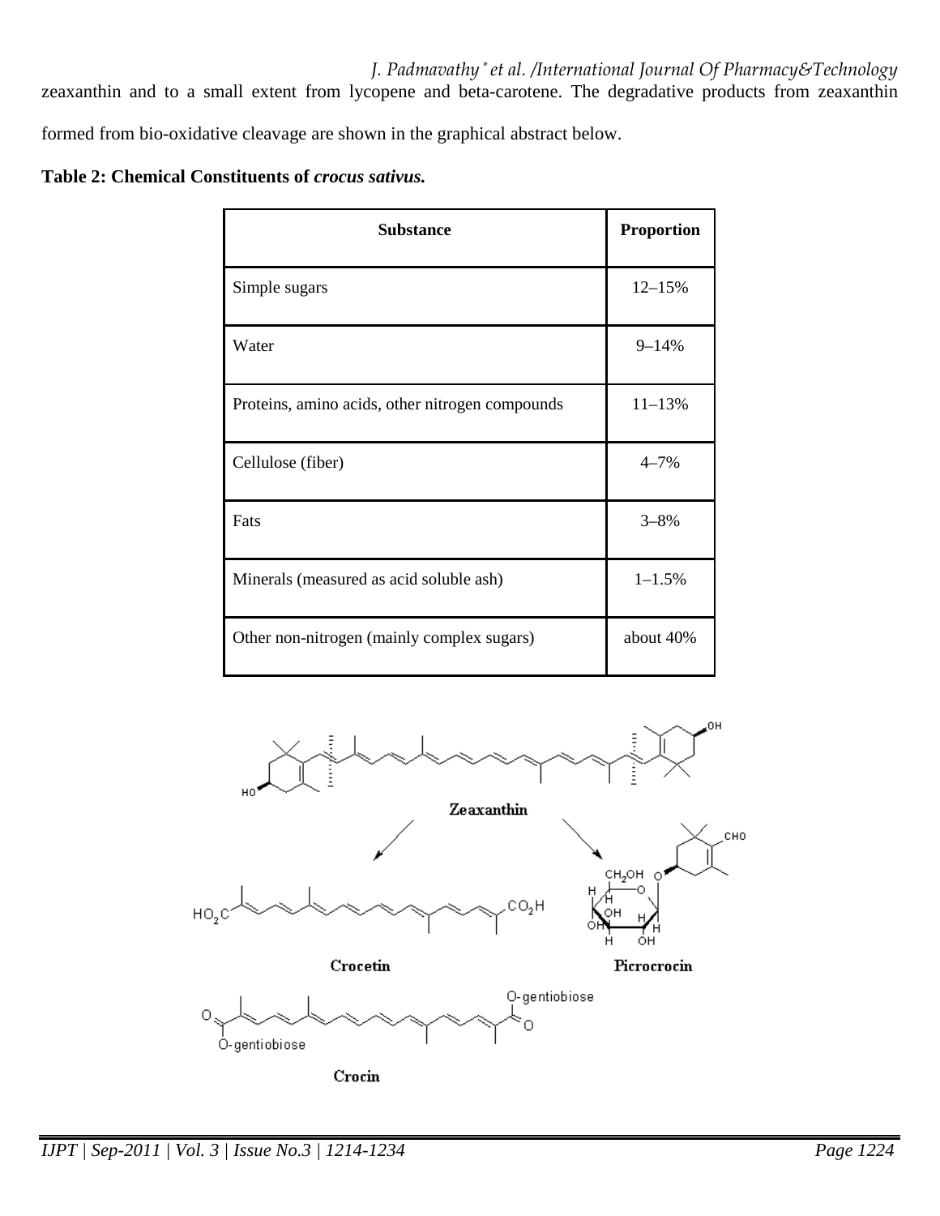zeaxanthin and to a small extent from lycopene and beta-carotene. The degradative products from zeaxanthin formed from bio-oxidative cleavage are shown in the graphical abstract below.

**Table 2: Chemical Constituents of *crocus sativus.***

| Substance | Proportion |
|---|---|
| Simple sugars | 12–15% |
| Water | 9–14% |
| Proteins, amino acids, other nitrogen compounds | 11–13% |
| Cellulose (fiber) | 4–7% |
| Fats | 3–8% |
| Minerals (measured as acid soluble ash) | 1–1.5% |
| Other non-nitrogen (mainly complex sugars) | about 40% |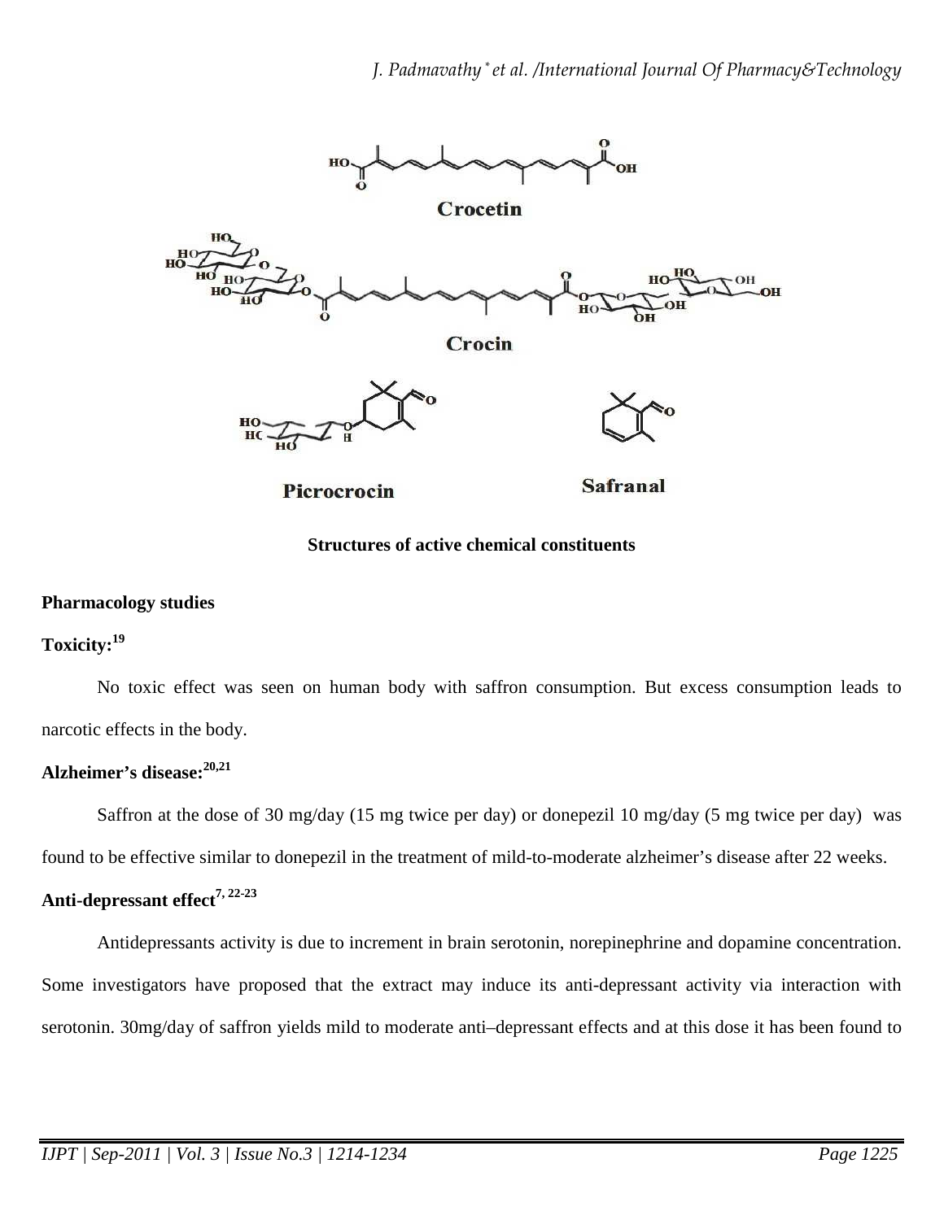Crocetin

Crocin

Picrocrocin

Safranal

**Structures of active chemical constituents**

**Pharmacology studies**

**Toxicity:[19]**

No toxic effect was seen on human body with saffron consumption. But excess consumption leads to narcotic effects in the body.

**Alzheimer's disease:[20,21]**

Saffron at the dose of 30 mg/day (15 mg twice per day) or donepezil 10 mg/day (5 mg twice per day) was found to be effective similar to donepezil in the treatment of mild-to-moderate alzheimer's disease after 22 weeks.

**Anti-depressant effect[7, 22-23]**

Antidepressants activity is due to increment in brain serotonin, norepinephrine and dopamine concentration. Some investigators have proposed that the extract may induce its anti-depressant activity via interaction with serotonin. 30mg/day of saffron yields mild to moderate anti–depressant effects and at this dose it has been found to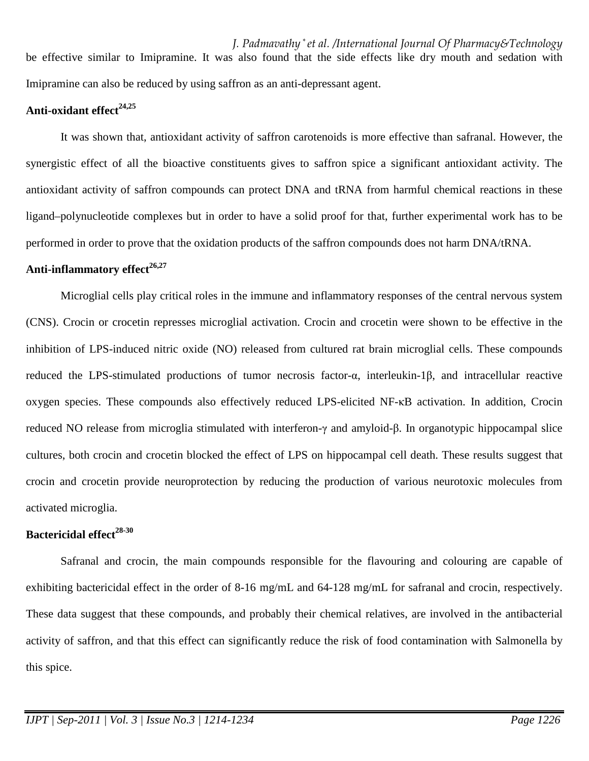be effective similar to Imipramine. It was also found that the side effects like dry mouth and sedation with Imipramine can also be reduced by using saffron as an anti-depressant agent.

**Anti-oxidant effect[24,25]**

It was shown that, antioxidant activity of saffron carotenoids is more effective than safranal. However, the synergistic effect of all the bioactive constituents gives to saffron spice a significant antioxidant activity. The antioxidant activity of saffron compounds can protect DNA and tRNA from harmful chemical reactions in these ligand–polynucleotide complexes but in order to have a solid proof for that, further experimental work has to be performed in order to prove that the oxidation products of the saffron compounds does not harm DNA/tRNA.

**Anti-inflammatory effect[26,27]**

Microglial cells play critical roles in the immune and inflammatory responses of the central nervous system (CNS). Crocin or crocetin represses microglial activation. Crocin and crocetin were shown to be effective in the inhibition of LPS-induced nitric oxide (NO) released from cultured rat brain microglial cells. These compounds reduced the LPS-stimulated productions of tumor necrosis factor-α, interleukin-1β, and intracellular reactive oxygen species. These compounds also effectively reduced LPS-elicited NF-κB activation. In addition, Crocin reduced NO release from microglia stimulated with interferon-γ and amyloid-β. In organotypic hippocampal slice cultures, both crocin and crocetin blocked the effect of LPS on hippocampal cell death. These results suggest that crocin and crocetin provide neuroprotection by reducing the production of various neurotoxic molecules from activated microglia.

**Bactericidal effect[28-30]**

Safranal and crocin, the main compounds responsible for the flavouring and colouring are capable of exhibiting bactericidal effect in the order of 8-16 mg/mL and 64-128 mg/mL for safranal and crocin, respectively. These data suggest that these compounds, and probably their chemical relatives, are involved in the antibacterial activity of saffron, and that this effect can significantly reduce the risk of food contamination with Salmonella by this spice.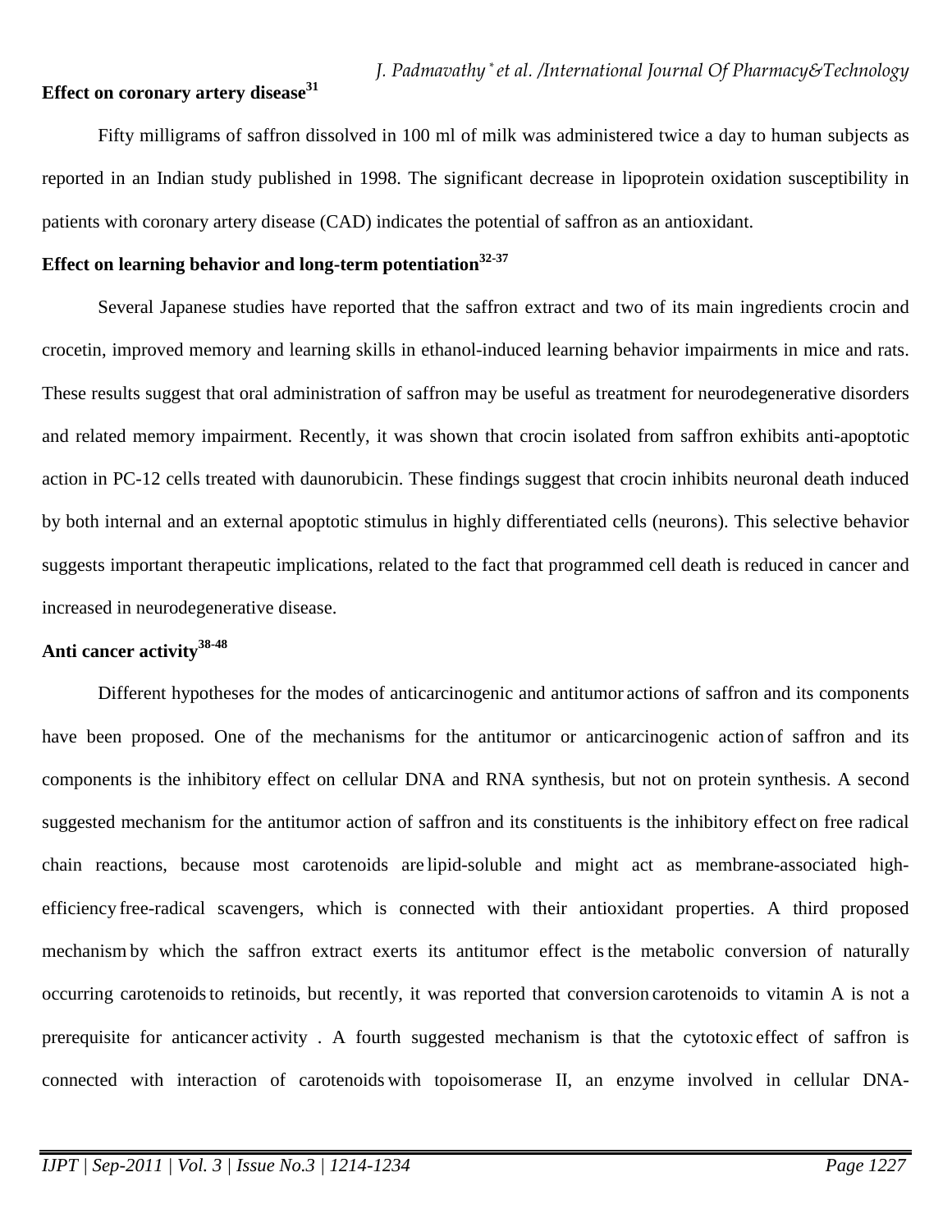**Effect on coronary artery disease[31]**

Fifty milligrams of saffron dissolved in 100 ml of milk was administered twice a day to human subjects as reported in an Indian study published in 1998. The significant decrease in lipoprotein oxidation susceptibility in patients with coronary artery disease (CAD) indicates the potential of saffron as an antioxidant.

**Effect on learning behavior and long-term potentiation[32-37]**

Several Japanese studies have reported that the saffron extract and two of its main ingredients crocin and crocetin, improved memory and learning skills in ethanol-induced learning behavior impairments in mice and rats. These results suggest that oral administration of saffron may be useful as treatment for neurodegenerative disorders and related memory impairment. Recently, it was shown that crocin isolated from saffron exhibits anti-apoptotic action in PC-12 cells treated with daunorubicin. These findings suggest that crocin inhibits neuronal death induced by both internal and an external apoptotic stimulus in highly differentiated cells (neurons). This selective behavior suggests important therapeutic implications, related to the fact that programmed cell death is reduced in cancer and increased in neurodegenerative disease.

**Anti cancer activity[38-48]**

Different hypotheses for the modes of anticarcinogenic and antitumor actions of saffron and its components have been proposed. One of the mechanisms for the antitumor or anticarcinogenic action of saffron and its components is the inhibitory effect on cellular DNA and RNA synthesis, but not on protein synthesis. A second suggested mechanism for the antitumor action of saffron and its constituents is the inhibitory effect on free radical chain reactions, because most carotenoids are lipid-soluble and might act as membrane-associated high-efficiency free-radical scavengers, which is connected with their antioxidant properties. A third proposed mechanism by which the saffron extract exerts its antitumor effect is the metabolic conversion of naturally occurring carotenoids to retinoids, but recently, it was reported that conversion carotenoids to vitamin A is not a prerequisite for anticancer activity . A fourth suggested mechanism is that the cytotoxic effect of saffron is connected with interaction of carotenoids with topoisomerase II, an enzyme involved in cellular DNA-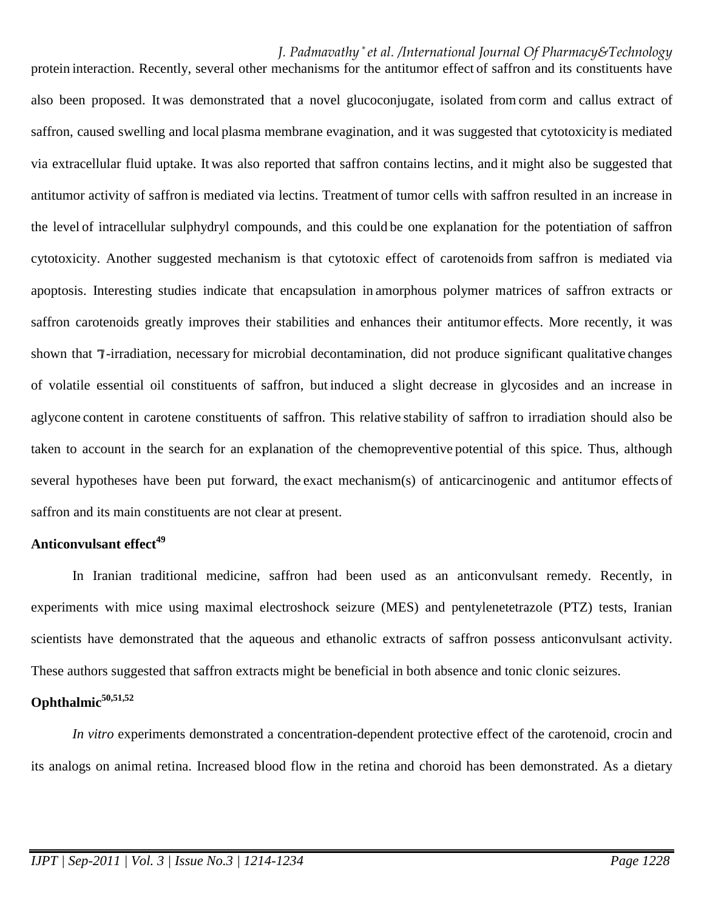protein interaction. Recently, several other mechanisms for the antitumor effect of saffron and its constituents have also been proposed. It was demonstrated that a novel glucoconjugate, isolated from corm and callus extract of saffron, caused swelling and local plasma membrane evagination, and it was suggested that cytotoxicity is mediated via extracellular fluid uptake. It was also reported that saffron contains lectins, and it might also be suggested that antitumor activity of saffron is mediated via lectins. Treatment of tumor cells with saffron resulted in an increase in the level of intracellular sulphydryl compounds, and this could be one explanation for the potentiation of saffron cytotoxicity. Another suggested mechanism is that cytotoxic effect of carotenoids from saffron is mediated via apoptosis. Interesting studies indicate that encapsulation in amorphous polymer matrices of saffron extracts or saffron carotenoids greatly improves their stabilities and enhances their antitumor effects. More recently, it was shown that $\gamma$-irradiation, necessary for microbial decontamination, did not produce significant qualitative changes of volatile essential oil constituents of saffron, but induced a slight decrease in glycosides and an increase in aglycone content in carotene constituents of saffron. This relative stability of saffron to irradiation should also be taken to account in the search for an explanation of the chemopreventive potential of this spice. Thus, although several hypotheses have been put forward, the exact mechanism(s) of anticarcinogenic and antitumor effects of saffron and its main constituents are not clear at present.

**Anticonvulsant effect[49]**

In Iranian traditional medicine, saffron had been used as an anticonvulsant remedy. Recently, in experiments with mice using maximal electroshock seizure (MES) and pentylenetetrazole (PTZ) tests, Iranian scientists have demonstrated that the aqueous and ethanolic extracts of saffron possess anticonvulsant activity. These authors suggested that saffron extracts might be beneficial in both absence and tonic clonic seizures.

**Ophthalmic[50,51,52]**

*In vitro* experiments demonstrated a concentration-dependent protective effect of the carotenoid, crocin and its analogs on animal retina. Increased blood flow in the retina and choroid has been demonstrated. As a dietary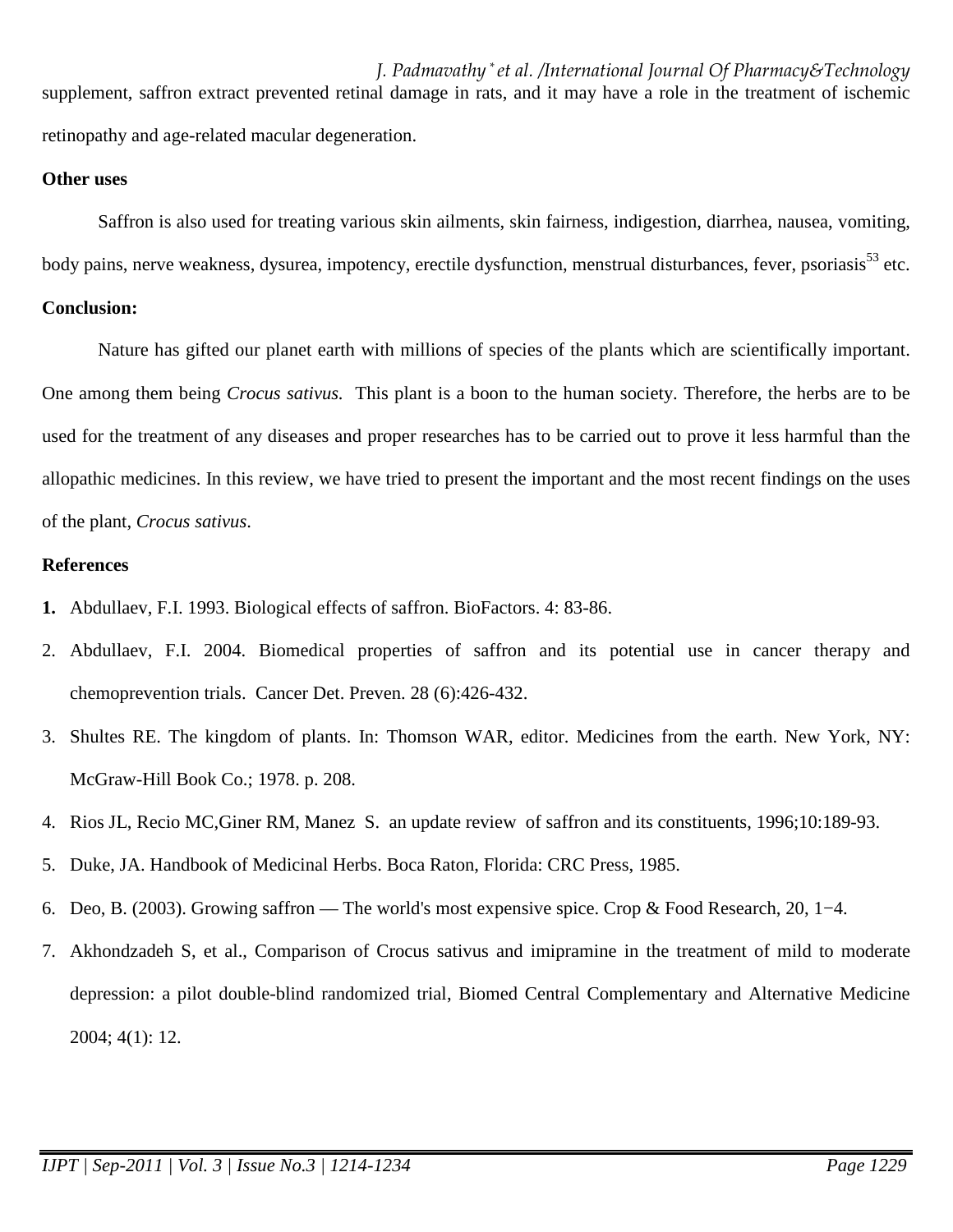supplement, saffron extract prevented retinal damage in rats, and it may have a role in the treatment of ischemic retinopathy and age-related macular degeneration.

**Other uses**

Saffron is also used for treating various skin ailments, skin fairness, indigestion, diarrhea, nausea, vomiting, body pains, nerve weakness, dysurea, impotency, erectile dysfunction, menstrual disturbances, fever, psoriasis[53] etc.

**Conclusion:**

Nature has gifted our planet earth with millions of species of the plants which are scientifically important. One among them being *Crocus sativus.* This plant is a boon to the human society. Therefore, the herbs are to be used for the treatment of any diseases and proper researches has to be carried out to prove it less harmful than the allopathic medicines. In this review, we have tried to present the important and the most recent findings on the uses of the plant, *Crocus sativus*.

**References**

1. Abdullaev, F.I. 1993. Biological effects of saffron. BioFactors. 4: 83-86.
2. Abdullaev, F.I. 2004. Biomedical properties of saffron and its potential use in cancer therapy and chemoprevention trials. Cancer Det. Preven. 28 (6):426-432.
3. Shultes RE. The kingdom of plants. In: Thomson WAR, editor. Medicines from the earth. New York, NY: McGraw-Hill Book Co.; 1978. p. 208.
4. Rios JL, Recio MC,Giner RM, Manez S. an update review of saffron and its constituents, 1996;10:189-93.
5. Duke, JA. Handbook of Medicinal Herbs. Boca Raton, Florida: CRC Press, 1985.
6. Deo, B. (2003). Growing saffron — The world's most expensive spice. Crop & Food Research, 20, 1−4.
7. Akhondzadeh S, et al., Comparison of Crocus sativus and imipramine in the treatment of mild to moderate depression: a pilot double-blind randomized trial, Biomed Central Complementary and Alternative Medicine 2004; 4(1): 12.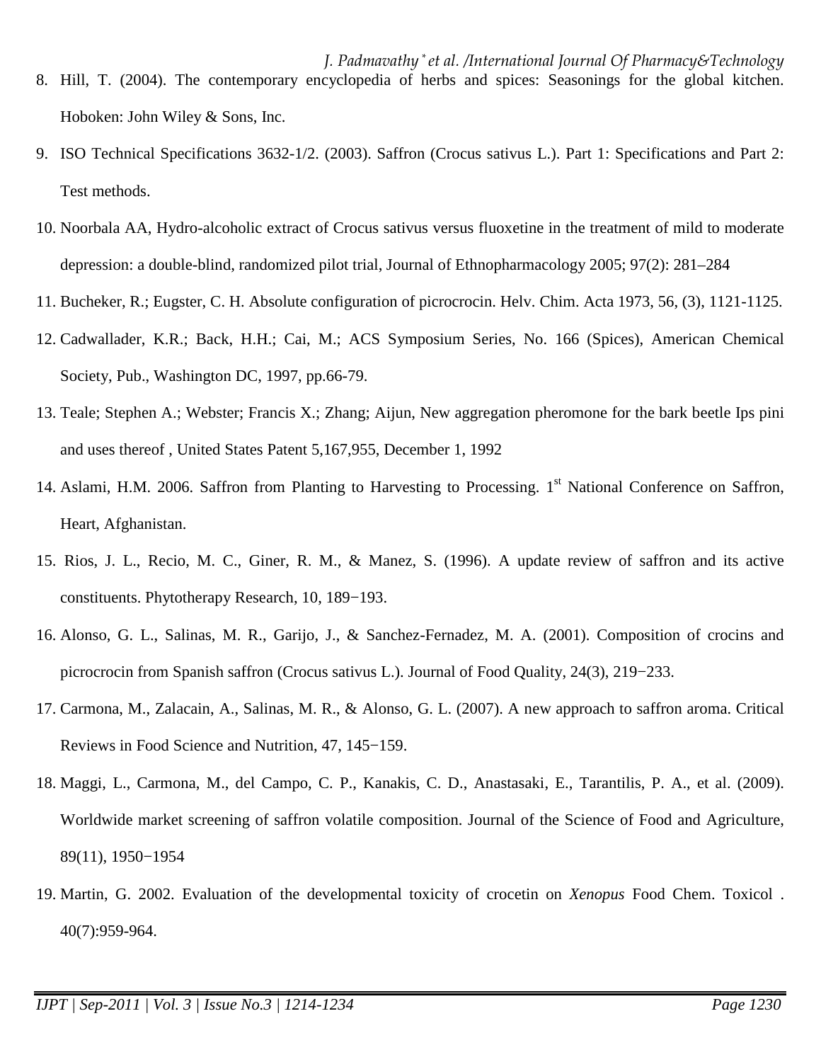8. Hill, T. (2004). The contemporary encyclopedia of herbs and spices: Seasonings for the global kitchen. Hoboken: John Wiley & Sons, Inc.
9. ISO Technical Specifications 3632-1/2. (2003). Saffron (Crocus sativus L.). Part 1: Specifications and Part 2: Test methods.
10. Noorbala AA, Hydro-alcoholic extract of Crocus sativus versus fluoxetine in the treatment of mild to moderate depression: a double-blind, randomized pilot trial, Journal of Ethnopharmacology 2005; 97(2): 281–284
11. Bucheker, R.; Eugster, C. H. Absolute configuration of picrocrocin. Helv. Chim. Acta 1973, 56, (3), 1121-1125.
12. Cadwallader, K.R.; Back, H.H.; Cai, M.; ACS Symposium Series, No. 166 (Spices), American Chemical Society, Pub., Washington DC, 1997, pp.66-79.
13. Teale; Stephen A.; Webster; Francis X.; Zhang; Aijun, New aggregation pheromone for the bark beetle Ips pini and uses thereof , United States Patent 5,167,955, December 1, 1992
14. Aslami, H.M. 2006. Saffron from Planting to Harvesting to Processing. 1st National Conference on Saffron, Heart, Afghanistan.
15. Rios, J. L., Recio, M. C., Giner, R. M., & Manez, S. (1996). A update review of saffron and its active constituents. Phytotherapy Research, 10, 189−193.
16. Alonso, G. L., Salinas, M. R., Garijo, J., & Sanchez-Fernadez, M. A. (2001). Composition of crocins and picrocrocin from Spanish saffron (Crocus sativus L.). Journal of Food Quality, 24(3), 219−233.
17. Carmona, M., Zalacain, A., Salinas, M. R., & Alonso, G. L. (2007). A new approach to saffron aroma. Critical Reviews in Food Science and Nutrition, 47, 145−159.
18. Maggi, L., Carmona, M., del Campo, C. P., Kanakis, C. D., Anastasaki, E., Tarantilis, P. A., et al. (2009). Worldwide market screening of saffron volatile composition. Journal of the Science of Food and Agriculture, 89(11), 1950−1954
19. Martin, G. 2002. Evaluation of the developmental toxicity of crocetin on *Xenopus* Food Chem. Toxicol . 40(7):959-964.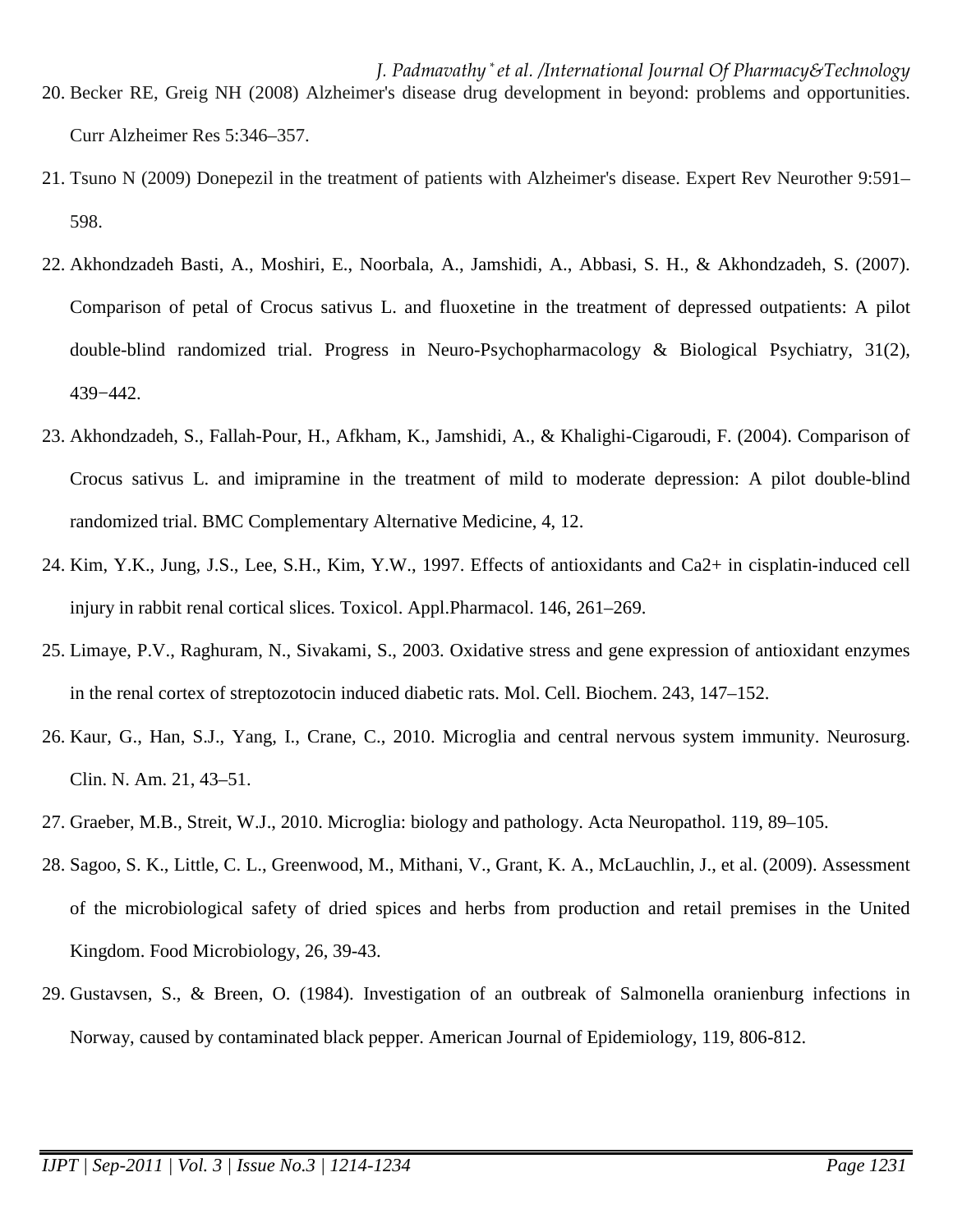20. Becker RE, Greig NH (2008) Alzheimer's disease drug development in beyond: problems and opportunities. Curr Alzheimer Res 5:346–357.
21. Tsuno N (2009) Donepezil in the treatment of patients with Alzheimer's disease. Expert Rev Neurother 9:591–598.
22. Akhondzadeh Basti, A., Moshiri, E., Noorbala, A., Jamshidi, A., Abbasi, S. H., & Akhondzadeh, S. (2007). Comparison of petal of Crocus sativus L. and fluoxetine in the treatment of depressed outpatients: A pilot double-blind randomized trial. Progress in Neuro-Psychopharmacology & Biological Psychiatry, 31(2), 439−442.
23. Akhondzadeh, S., Fallah-Pour, H., Afkham, K., Jamshidi, A., & Khalighi-Cigaroudi, F. (2004). Comparison of Crocus sativus L. and imipramine in the treatment of mild to moderate depression: A pilot double-blind randomized trial. BMC Complementary Alternative Medicine, 4, 12.
24. Kim, Y.K., Jung, J.S., Lee, S.H., Kim, Y.W., 1997. Effects of antioxidants and Ca2+ in cisplatin-induced cell injury in rabbit renal cortical slices. Toxicol. Appl.Pharmacol. 146, 261–269.
25. Limaye, P.V., Raghuram, N., Sivakami, S., 2003. Oxidative stress and gene expression of antioxidant enzymes in the renal cortex of streptozotocin induced diabetic rats. Mol. Cell. Biochem. 243, 147–152.
26. Kaur, G., Han, S.J., Yang, I., Crane, C., 2010. Microglia and central nervous system immunity. Neurosurg. Clin. N. Am. 21, 43–51.
27. Graeber, M.B., Streit, W.J., 2010. Microglia: biology and pathology. Acta Neuropathol. 119, 89–105.
28. Sagoo, S. K., Little, C. L., Greenwood, M., Mithani, V., Grant, K. A., McLauchlin, J., et al. (2009). Assessment of the microbiological safety of dried spices and herbs from production and retail premises in the United Kingdom. Food Microbiology, 26, 39-43.
29. Gustavsen, S., & Breen, O. (1984). Investigation of an outbreak of Salmonella oranienburg infections in Norway, caused by contaminated black pepper. American Journal of Epidemiology, 119, 806-812.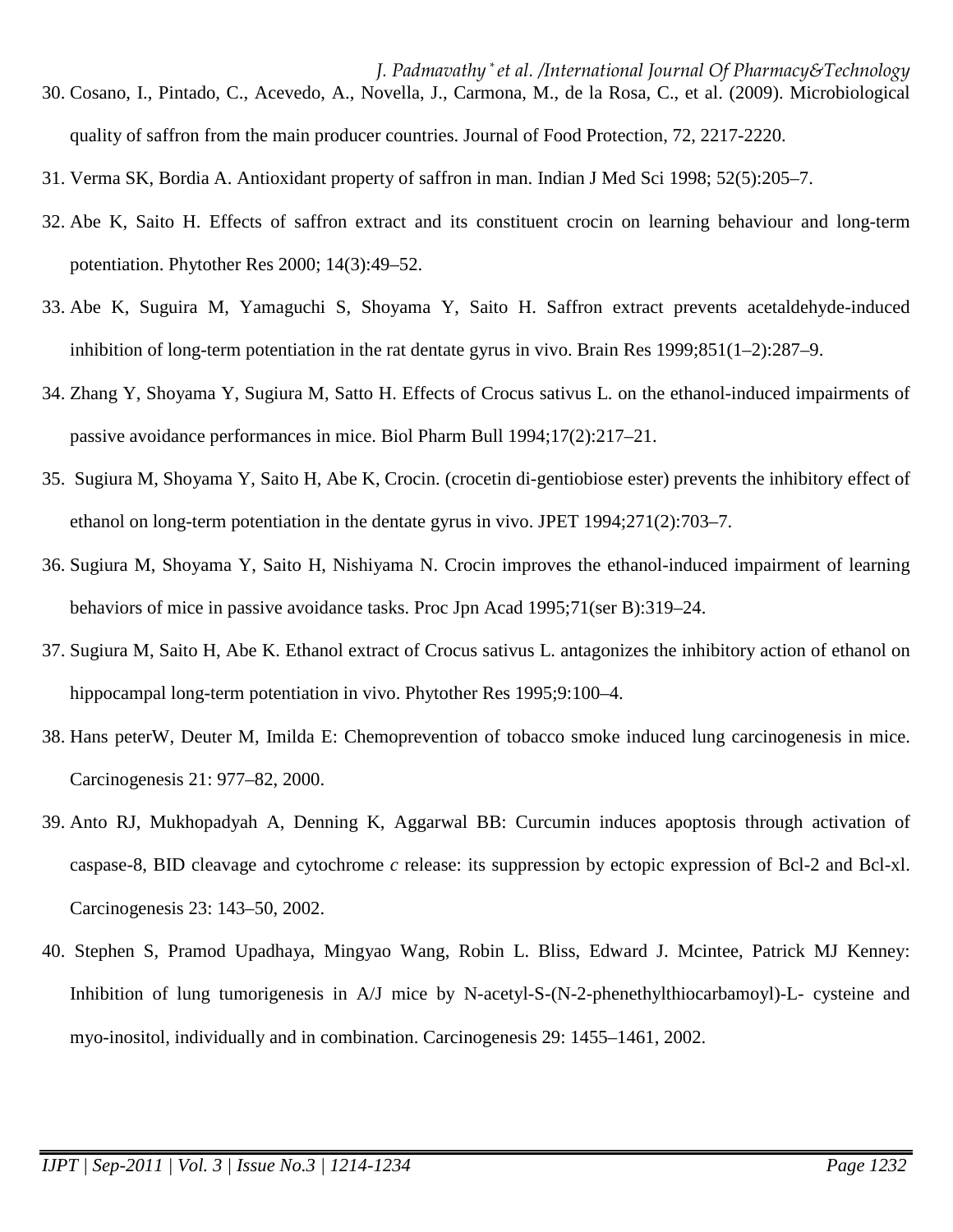30. Cosano, I., Pintado, C., Acevedo, A., Novella, J., Carmona, M., de la Rosa, C., et al. (2009). Microbiological quality of saffron from the main producer countries. Journal of Food Protection, 72, 2217-2220.
31. Verma SK, Bordia A. Antioxidant property of saffron in man. Indian J Med Sci 1998; 52(5):205–7.
32. Abe K, Saito H. Effects of saffron extract and its constituent crocin on learning behaviour and long-term potentiation. Phytother Res 2000; 14(3):49–52.
33. Abe K, Suguira M, Yamaguchi S, Shoyama Y, Saito H. Saffron extract prevents acetaldehyde-induced inhibition of long-term potentiation in the rat dentate gyrus in vivo. Brain Res 1999;851(1–2):287–9.
34. Zhang Y, Shoyama Y, Sugiura M, Satto H. Effects of Crocus sativus L. on the ethanol-induced impairments of passive avoidance performances in mice. Biol Pharm Bull 1994;17(2):217–21.
35. Sugiura M, Shoyama Y, Saito H, Abe K, Crocin. (crocetin di-gentiobiose ester) prevents the inhibitory effect of ethanol on long-term potentiation in the dentate gyrus in vivo. JPET 1994;271(2):703–7.
36. Sugiura M, Shoyama Y, Saito H, Nishiyama N. Crocin improves the ethanol-induced impairment of learning behaviors of mice in passive avoidance tasks. Proc Jpn Acad 1995;71(ser B):319–24.
37. Sugiura M, Saito H, Abe K. Ethanol extract of Crocus sativus L. antagonizes the inhibitory action of ethanol on hippocampal long-term potentiation in vivo. Phytother Res 1995;9:100–4.
38. Hans peterW, Deuter M, Imilda E: Chemoprevention of tobacco smoke induced lung carcinogenesis in mice. Carcinogenesis 21: 977–82, 2000.
39. Anto RJ, Mukhopadyah A, Denning K, Aggarwal BB: Curcumin induces apoptosis through activation of caspase-8, BID cleavage and cytochrome *c* release: its suppression by ectopic expression of Bcl-2 and Bcl-xl. Carcinogenesis 23: 143–50, 2002.
40. Stephen S, Pramod Upadhaya, Mingyao Wang, Robin L. Bliss, Edward J. Mcintee, Patrick MJ Kenney: Inhibition of lung tumorigenesis in A/J mice by N-acetyl-S-(N-2-phenethylthiocarbamoyl)-L- cysteine and myo-inositol, individually and in combination. Carcinogenesis 29: 1455–1461, 2002.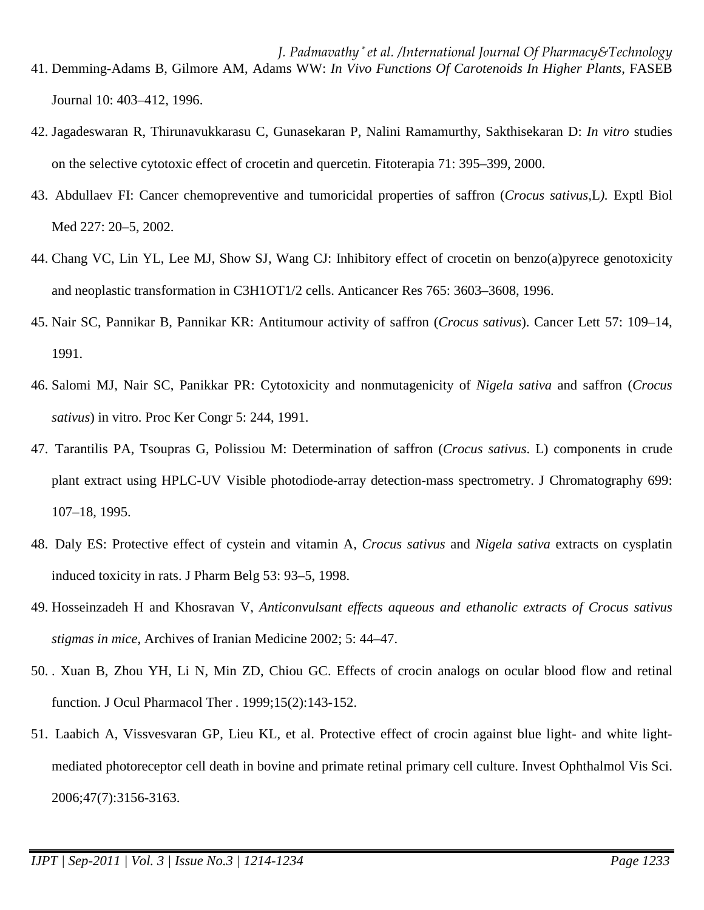41. Demming-Adams B, Gilmore AM, Adams WW: *In Vivo Functions Of Carotenoids In Higher Plants*, FASEB Journal 10: 403–412, 1996.
42. Jagadeswaran R, Thirunavukkarasu C, Gunasekaran P, Nalini Ramamurthy, Sakthisekaran D: *In vitro* studies on the selective cytotoxic effect of crocetin and quercetin. Fitoterapia 71: 395–399, 2000.
43. Abdullaev FI: Cancer chemopreventive and tumoricidal properties of saffron (*Crocus sativus*,L*).* Exptl Biol Med 227: 20–5, 2002.
44. Chang VC, Lin YL, Lee MJ, Show SJ, Wang CJ: Inhibitory effect of crocetin on benzo(a)pyrece genotoxicity and neoplastic transformation in C3H1OT1/2 cells. Anticancer Res 765: 3603–3608, 1996.
45. Nair SC, Pannikar B, Pannikar KR: Antitumour activity of saffron (*Crocus sativus*). Cancer Lett 57: 109–14, 1991.
46. Salomi MJ, Nair SC, Panikkar PR: Cytotoxicity and nonmutagenicity of *Nigela sativa* and saffron (*Crocus sativus*) in vitro. Proc Ker Congr 5: 244, 1991.
47. Tarantilis PA, Tsoupras G, Polissiou M: Determination of saffron (*Crocus sativus*. L) components in crude plant extract using HPLC-UV Visible photodiode-array detection-mass spectrometry. J Chromatography 699: 107–18, 1995.
48. Daly ES: Protective effect of cystein and vitamin A, *Crocus sativus* and *Nigela sativa* extracts on cysplatin induced toxicity in rats. J Pharm Belg 53: 93–5, 1998.
49. Hosseinzadeh H and Khosravan V, *Anticonvulsant effects aqueous and ethanolic extracts of Crocus sativus stigmas in mice*, Archives of Iranian Medicine 2002; 5: 44–47.
50. . Xuan B, Zhou YH, Li N, Min ZD, Chiou GC. Effects of crocin analogs on ocular blood flow and retinal function. J Ocul Pharmacol Ther . 1999;15(2):143-152.
51. Laabich A, Vissvesvaran GP, Lieu KL, et al. Protective effect of crocin against blue light- and white light-mediated photoreceptor cell death in bovine and primate retinal primary cell culture. Invest Ophthalmol Vis Sci. 2006;47(7):3156-3163.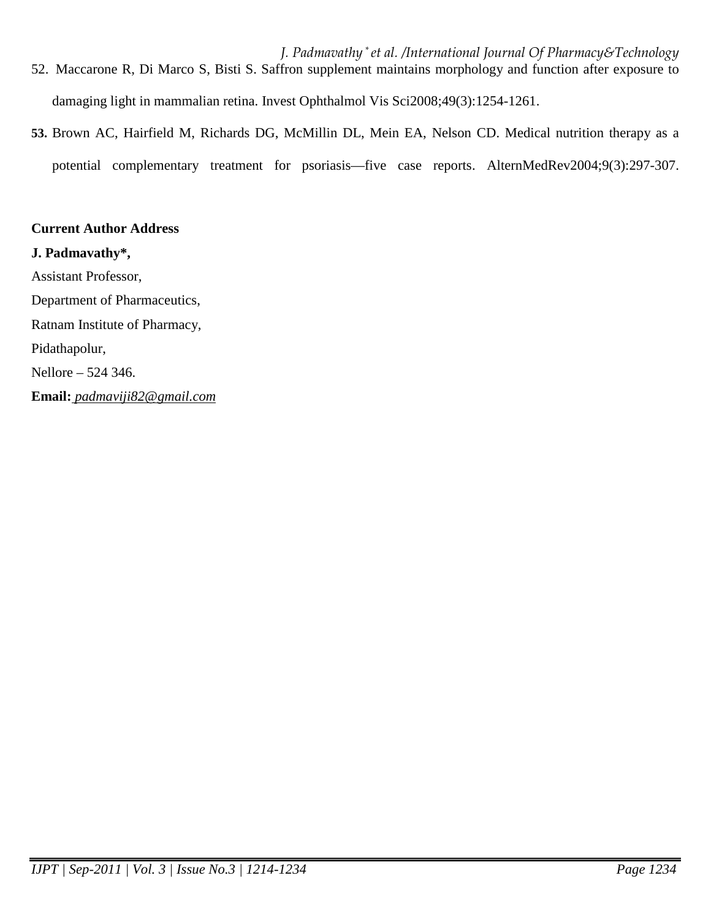52. Maccarone R, Di Marco S, Bisti S. Saffron supplement maintains morphology and function after exposure to damaging light in mammalian retina. Invest Ophthalmol Vis Sci2008;49(3):1254-1261.

53. Brown AC, Hairfield M, Richards DG, McMillin DL, Mein EA, Nelson CD. Medical nutrition therapy as a potential complementary treatment for psoriasis—five case reports. AlternMedRev2004;9(3):297-307.

**Current Author Address**

**J. Padmavathy*,**

Assistant Professor,

Department of Pharmaceutics,

Ratnam Institute of Pharmacy,

Pidathapolur,

Nellore – 524 346.

**Email:** *padmaviji82@gmail.com*